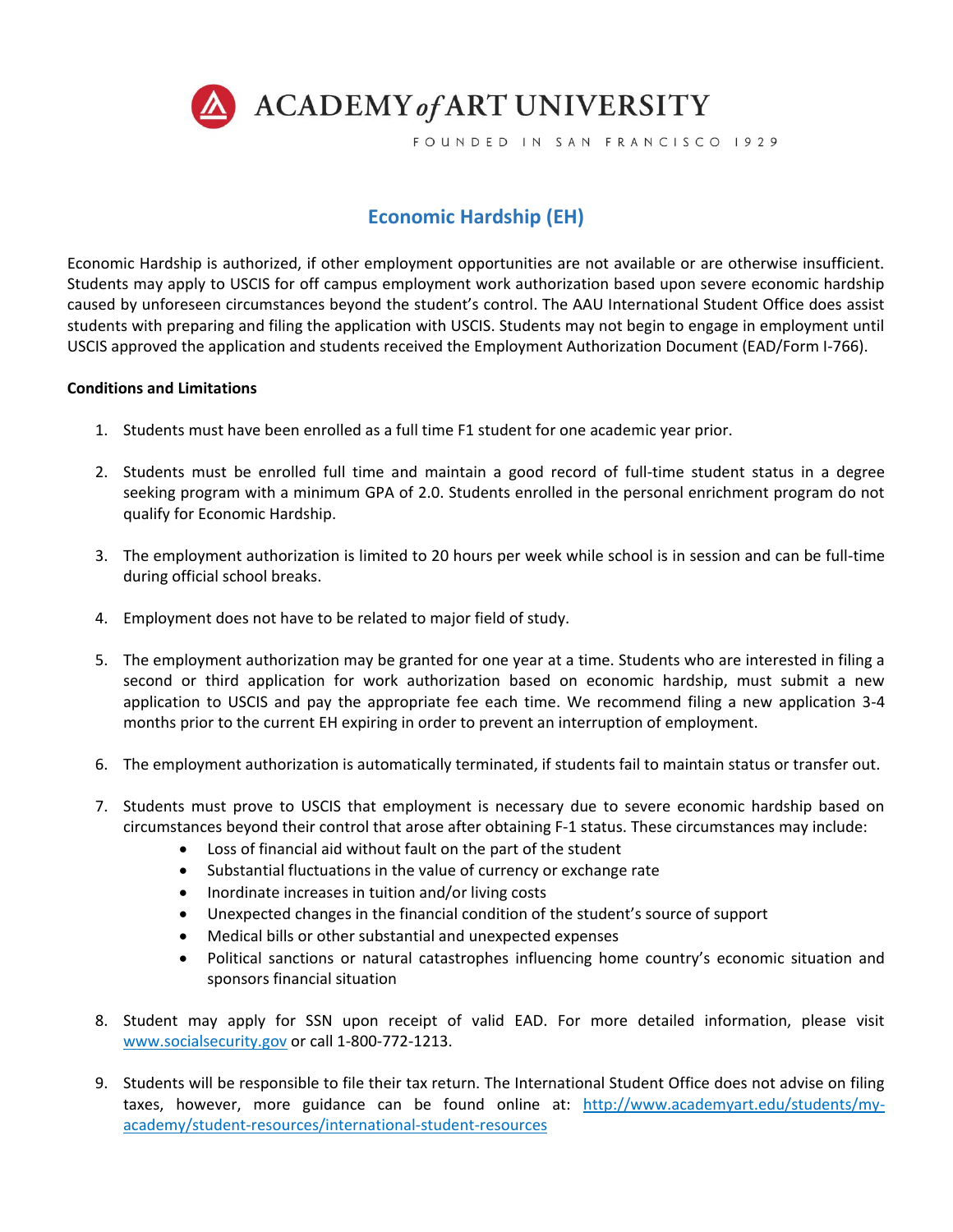ACADEMY *of* ART UNIVERSITY

FOUNDED IN SAN FRANCISCO 1929

# Economic Hardship (EH)

Economic Hardship is authorized, if other employment opportunities are not available or are otherwise insufficient. Students may apply to USCIS for off campus employment work authorization based upon severe economic hardship caused by unforeseen circumstances beyond the student's control. The AAU International Student Office does assist students with preparing and filing the application with USCIS. Students may not begin to engage in employment until USCIS approved the application and students received the Employment Authorization Document (EAD/Form I-766).

**Conditions and Limitations**

1. Students must have been enrolled as a full time F1 student for one academic year prior.

2. Students must be enrolled full time and maintain a good record of full-time student status in a degree seeking program with a minimum GPA of 2.0. Students enrolled in the personal enrichment program do not qualify for Economic Hardship.

3. The employment authorization is limited to 20 hours per week while school is in session and can be full-time during official school breaks.

4. Employment does not have to be related to major field of study.

5. The employment authorization may be granted for one year at a time. Students who are interested in filing a second or third application for work authorization based on economic hardship, must submit a new application to USCIS and pay the appropriate fee each time. We recommend filing a new application 3-4 months prior to the current EH expiring in order to prevent an interruption of employment.

6. The employment authorization is automatically terminated, if students fail to maintain status or transfer out.

7. Students must prove to USCIS that employment is necessary due to severe economic hardship based on circumstances beyond their control that arose after obtaining F-1 status. These circumstances may include:
   - Loss of financial aid without fault on the part of the student
   - Substantial fluctuations in the value of currency or exchange rate
   - Inordinate increases in tuition and/or living costs
   - Unexpected changes in the financial condition of the student's source of support
   - Medical bills or other substantial and unexpected expenses
   - Political sanctions or natural catastrophes influencing home country's economic situation and sponsors financial situation

8. Student may apply for SSN upon receipt of valid EAD. For more detailed information, please visit [www.socialsecurity.gov](http://www.socialsecurity.gov) or call 1-800-772-1213.

9. Students will be responsible to file their tax return. The International Student Office does not advise on filing taxes, however, more guidance can be found online at: [http://www.academyart.edu/students/my-academy/student-resources/international-student-resources](http://www.academyart.edu/students/my-academy/student-resources/international-student-resources)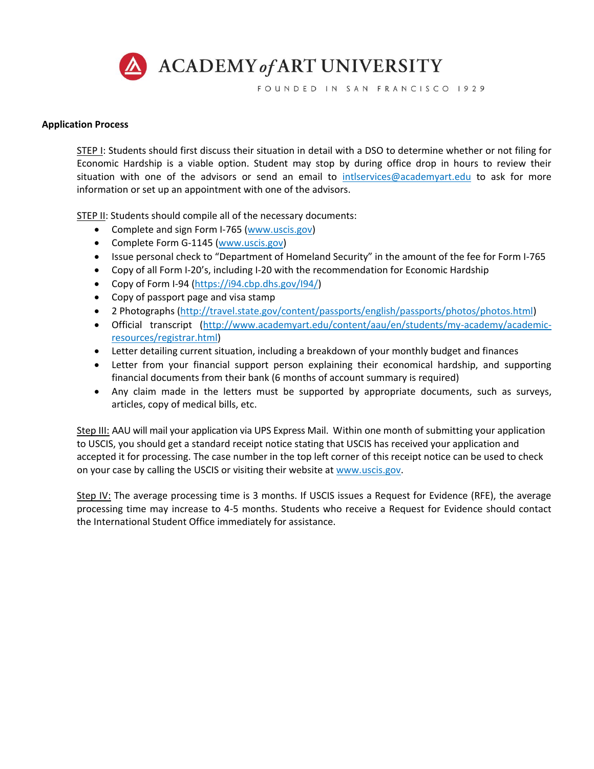# ACADEMY of ART UNIVERSITY

FOUNDED IN SAN FRANCISCO 1929

**Application Process**

STEP I: Students should first discuss their situation in detail with a DSO to determine whether or not filing for Economic Hardship is a viable option. Student may stop by during office drop in hours to review their situation with one of the advisors or send an email to intlservices@academyart.edu to ask for more information or set up an appointment with one of the advisors.

STEP II: Students should compile all of the necessary documents:

- Complete and sign Form I-765 (www.uscis.gov)
- Complete Form G-1145 (www.uscis.gov)
- Issue personal check to "Department of Homeland Security" in the amount of the fee for Form I-765
- Copy of all Form I-20's, including I-20 with the recommendation for Economic Hardship
- Copy of Form I-94 (https://i94.cbp.dhs.gov/I94/)
- Copy of passport page and visa stamp
- 2 Photographs (http://travel.state.gov/content/passports/english/passports/photos/photos.html)
- Official transcript (http://www.academyart.edu/content/aau/en/students/my-academy/academic-resources/registrar.html)
- Letter detailing current situation, including a breakdown of your monthly budget and finances
- Letter from your financial support person explaining their economical hardship, and supporting financial documents from their bank (6 months of account summary is required)
- Any claim made in the letters must be supported by appropriate documents, such as surveys, articles, copy of medical bills, etc.

Step III: AAU will mail your application via UPS Express Mail. Within one month of submitting your application to USCIS, you should get a standard receipt notice stating that USCIS has received your application and accepted it for processing. The case number in the top left corner of this receipt notice can be used to check on your case by calling the USCIS or visiting their website at www.uscis.gov.

Step IV: The average processing time is 3 months. If USCIS issues a Request for Evidence (RFE), the average processing time may increase to 4-5 months. Students who receive a Request for Evidence should contact the International Student Office immediately for assistance.